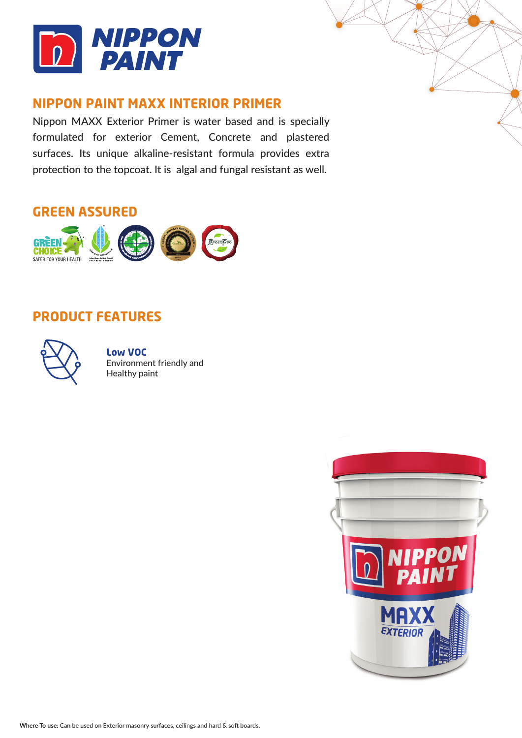# NIPPON PAINT

## NIPPON PAINT MAXX INTERIOR PRIMER

Nippon MAXX Exterior Primer is water based and is specially formulated for exterior Cement, Concrete and plastered surfaces. Its unique alkaline-resistant formula provides extra protection to the topcoat. It is algal and fungal resistant as well.

## GREEN ASSURED

GREEN CHOICE
SAFER FOR YOUR HEALTH

## PRODUCT FEATURES

**Low VOC**
Environment friendly and Healthy paint

**Where To use:** Can be used on Exterior masonry surfaces, ceilings and hard & soft boards.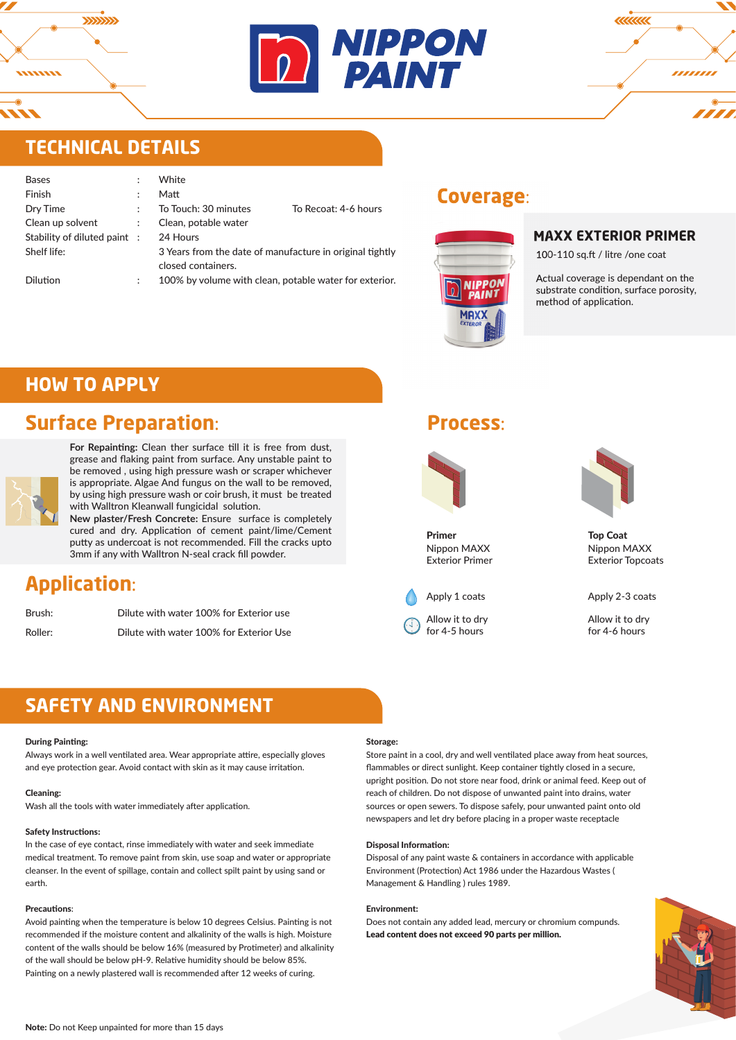# NIPPON PAINT

## TECHNICAL DETAILS

| | | |
|---|---|---|
| Bases | : | White |
| Finish | : | Matt |
| Dry Time | : | To Touch: 30 minutes    To Recoat: 4-6 hours |
| Clean up solvent | : | Clean, potable water |
| Stability of diluted paint | : | 24 Hours |
| Shelf life: | | 3 Years from the date of manufacture in original tightly closed containers. |
| Dilution | : | 100% by volume with clean, potable water for exterior. |

## Coverage:

### MAXX EXTERIOR PRIMER

100-110 sq.ft / litre /one coat

Actual coverage is dependant on the substrate condition, surface porosity, method of application.

## HOW TO APPLY

### Surface Preparation:

**For Repainting:** Clean ther surface till it is free from dust, grease and flaking paint from surface. Any unstable paint to be removed , using high pressure wash or scraper whichever is appropriate. Algae And fungus on the wall to be removed, by using high pressure wash or coir brush, it must be treated with Walltron Kleanwall fungicidal solution.

**New plaster/Fresh Concrete:** Ensure surface is completely cured and dry. Application of cement paint/lime/Cement putty as undercoat is not recommended. Fill the cracks upto 3mm if any with Walltron N-seal crack fill powder.

### Application:

| | |
|---|---|
| Brush: | Dilute with water 100% for Exterior use |
| Roller: | Dilute with water 100% for Exterior Use |

### Process:

| | Primer | Top Coat |
|---|---|---|
| | Nippon MAXX Exterior Primer | Nippon MAXX Exterior Topcoats |
| | Apply 1 coats | Apply 2-3 coats |
| | Allow it to dry for 4-5 hours | Allow it to dry for 4-6 hours |

## SAFETY AND ENVIRONMENT

**During Painting:**
Always work in a well ventilated area. Wear appropriate attire, especially gloves and eye protection gear. Avoid contact with skin as it may cause irritation.

**Cleaning:**
Wash all the tools with water immediately after application.

**Safety Instructions:**
In the case of eye contact, rinse immediately with water and seek immediate medical treatment. To remove paint from skin, use soap and water or appropriate cleanser. In the event of spillage, contain and collect spilt paint by using sand or earth.

**Precautions**:
Avoid painting when the temperature is below 10 degrees Celsius. Painting is not recommended if the moisture content and alkalinity of the walls is high. Moisture content of the walls should be below 16% (measured by Protimeter) and alkalinity of the wall should be below pH-9. Relative humidity should be below 85%. Painting on a newly plastered wall is recommended after 12 weeks of curing.

**Storage:**
Store paint in a cool, dry and well ventilated place away from heat sources, flammables or direct sunlight. Keep container tightly closed in a secure, upright position. Do not store near food, drink or animal feed. Keep out of reach of children. Do not dispose of unwanted paint into drains, water sources or open sewers. To dispose safely, pour unwanted paint onto old newspapers and let dry before placing in a proper waste receptacle

**Disposal Information:**
Disposal of any paint waste & containers in accordance with applicable Environment (Protection) Act 1986 under the Hazardous Wastes ( Management & Handling ) rules 1989.

**Environment:**
Does not contain any added lead, mercury or chromium compunds.
**Lead content does not exceed 90 parts per million.**

**Note:** Do not Keep unpainted for more than 15 days